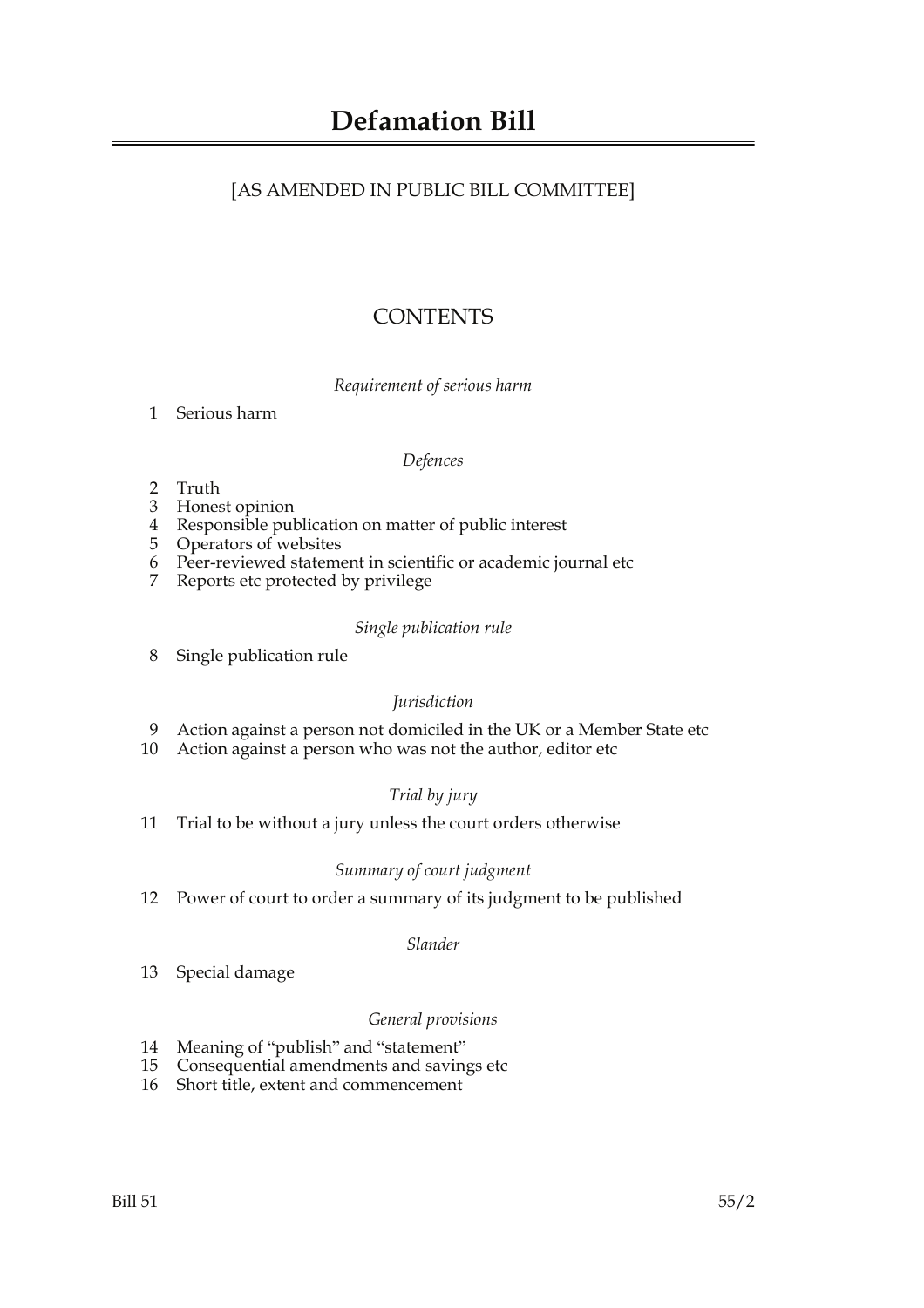# Defamation Bill

[AS AMENDED IN PUBLIC BILL COMMITTEE]

## CONTENTS

*Requirement of serious harm*

1 Serious harm

*Defences*

2 Truth
3 Honest opinion
4 Responsible publication on matter of public interest
5 Operators of websites
6 Peer-reviewed statement in scientific or academic journal etc
7 Reports etc protected by privilege

*Single publication rule*

8 Single publication rule

*Jurisdiction*

9 Action against a person not domiciled in the UK or a Member State etc
10 Action against a person who was not the author, editor etc

*Trial by jury*

11 Trial to be without a jury unless the court orders otherwise

*Summary of court judgment*

12 Power of court to order a summary of its judgment to be published

*Slander*

13 Special damage

*General provisions*

14 Meaning of "publish" and "statement"
15 Consequential amendments and savings etc
16 Short title, extent and commencement

Bill 51 55/2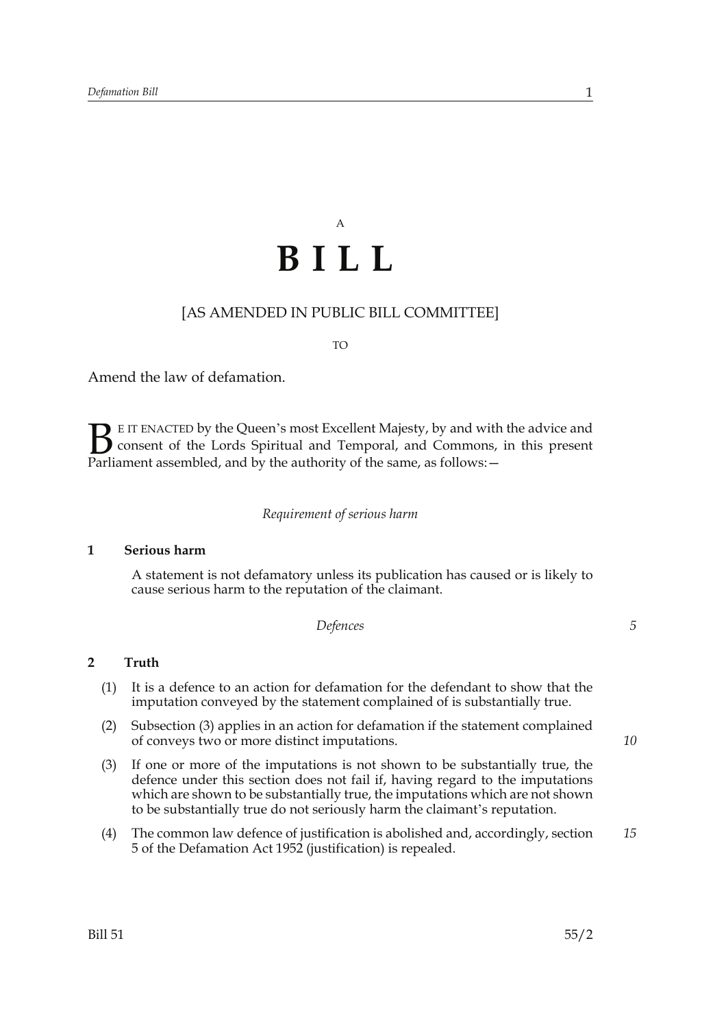A

# B I L L

[AS AMENDED IN PUBLIC BILL COMMITTEE]

TO

Amend the law of defamation.

BE IT ENACTED by the Queen's most Excellent Majesty, by and with the advice and consent of the Lords Spiritual and Temporal, and Commons, in this present Parliament assembled, and by the authority of the same, as follows:—

*Requirement of serious harm*

### 1 Serious harm

A statement is not defamatory unless its publication has caused or is likely to cause serious harm to the reputation of the claimant.

*Defences*

### 2 Truth

(1) It is a defence to an action for defamation for the defendant to show that the imputation conveyed by the statement complained of is substantially true.

(2) Subsection (3) applies in an action for defamation if the statement complained of conveys two or more distinct imputations.

(3) If one or more of the imputations is not shown to be substantially true, the defence under this section does not fail if, having regard to the imputations which are shown to be substantially true, the imputations which are not shown to be substantially true do not seriously harm the claimant's reputation.

(4) The common law defence of justification is abolished and, accordingly, section 5 of the Defamation Act 1952 (justification) is repealed.

Bill 51 55/2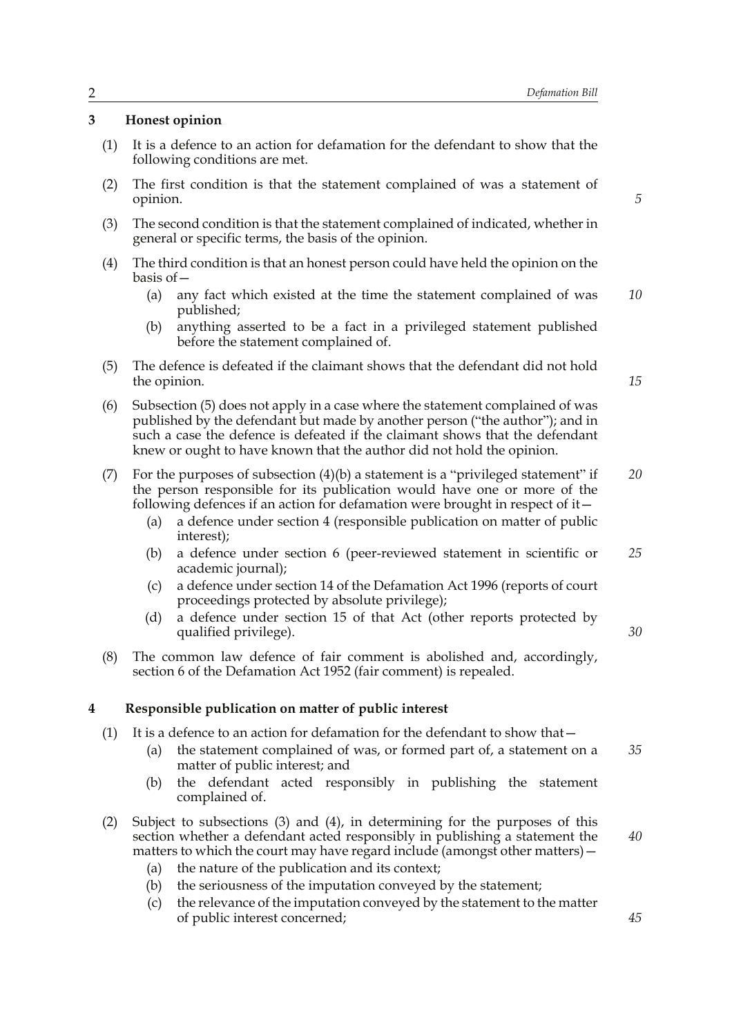## 3 Honest opinion

(1) It is a defence to an action for defamation for the defendant to show that the following conditions are met.

(2) The first condition is that the statement complained of was a statement of opinion.

(3) The second condition is that the statement complained of indicated, whether in general or specific terms, the basis of the opinion.

(4) The third condition is that an honest person could have held the opinion on the basis of—

- (a) any fact which existed at the time the statement complained of was published;
- (b) anything asserted to be a fact in a privileged statement published before the statement complained of.

(5) The defence is defeated if the claimant shows that the defendant did not hold the opinion.

(6) Subsection (5) does not apply in a case where the statement complained of was published by the defendant but made by another person ("the author"); and in such a case the defence is defeated if the claimant shows that the defendant knew or ought to have known that the author did not hold the opinion.

(7) For the purposes of subsection (4)(b) a statement is a "privileged statement" if the person responsible for its publication would have one or more of the following defences if an action for defamation were brought in respect of it—

- (a) a defence under section 4 (responsible publication on matter of public interest);
- (b) a defence under section 6 (peer-reviewed statement in scientific or academic journal);
- (c) a defence under section 14 of the Defamation Act 1996 (reports of court proceedings protected by absolute privilege);
- (d) a defence under section 15 of that Act (other reports protected by qualified privilege).

(8) The common law defence of fair comment is abolished and, accordingly, section 6 of the Defamation Act 1952 (fair comment) is repealed.

## 4 Responsible publication on matter of public interest

(1) It is a defence to an action for defamation for the defendant to show that—

- (a) the statement complained of was, or formed part of, a statement on a matter of public interest; and
- (b) the defendant acted responsibly in publishing the statement complained of.

(2) Subject to subsections (3) and (4), in determining for the purposes of this section whether a defendant acted responsibly in publishing a statement the matters to which the court may have regard include (amongst other matters)—

- (a) the nature of the publication and its context;
- (b) the seriousness of the imputation conveyed by the statement;
- (c) the relevance of the imputation conveyed by the statement to the matter of public interest concerned;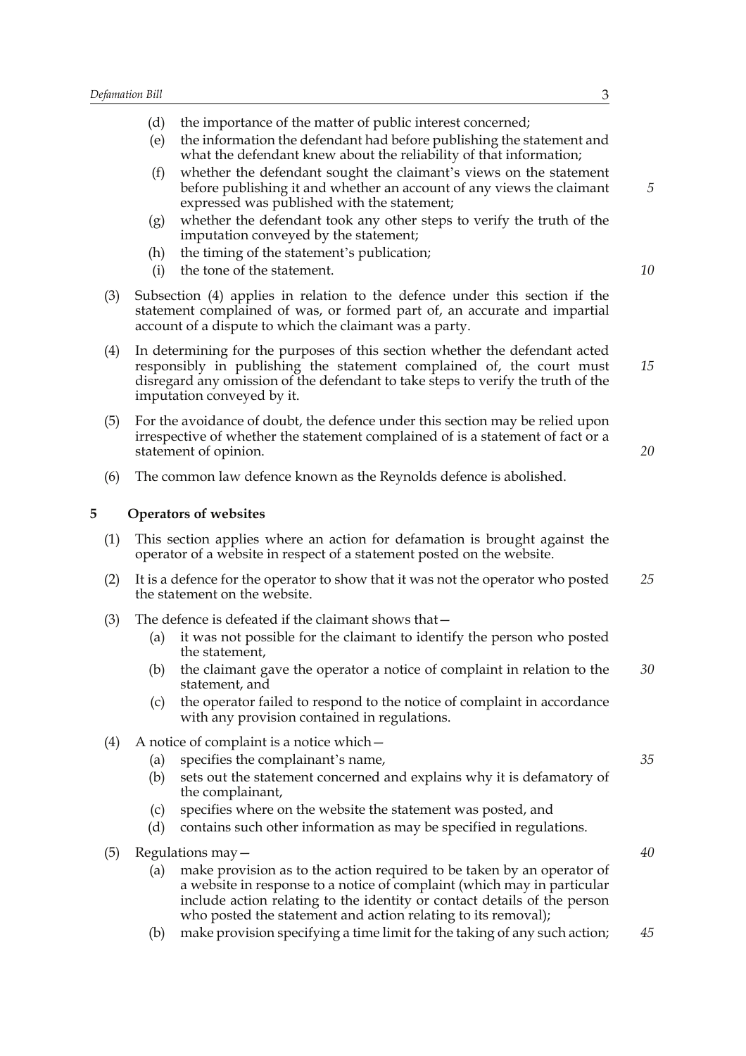(d) the importance of the matter of public interest concerned;

(e) the information the defendant had before publishing the statement and what the defendant knew about the reliability of that information;

(f) whether the defendant sought the claimant's views on the statement before publishing it and whether an account of any views the claimant expressed was published with the statement;

(g) whether the defendant took any other steps to verify the truth of the imputation conveyed by the statement;

(h) the timing of the statement's publication;

(i) the tone of the statement.

(3) Subsection (4) applies in relation to the defence under this section if the statement complained of was, or formed part of, an accurate and impartial account of a dispute to which the claimant was a party.

(4) In determining for the purposes of this section whether the defendant acted responsibly in publishing the statement complained of, the court must disregard any omission of the defendant to take steps to verify the truth of the imputation conveyed by it.

(5) For the avoidance of doubt, the defence under this section may be relied upon irrespective of whether the statement complained of is a statement of fact or a statement of opinion.

(6) The common law defence known as the Reynolds defence is abolished.

## 5 Operators of websites

(1) This section applies where an action for defamation is brought against the operator of a website in respect of a statement posted on the website.

(2) It is a defence for the operator to show that it was not the operator who posted the statement on the website.

(3) The defence is defeated if the claimant shows that—

(a) it was not possible for the claimant to identify the person who posted the statement,

(b) the claimant gave the operator a notice of complaint in relation to the statement, and

(c) the operator failed to respond to the notice of complaint in accordance with any provision contained in regulations.

(4) A notice of complaint is a notice which—

(a) specifies the complainant's name,

(b) sets out the statement concerned and explains why it is defamatory of the complainant,

(c) specifies where on the website the statement was posted, and

(d) contains such other information as may be specified in regulations.

(5) Regulations may—

(a) make provision as to the action required to be taken by an operator of a website in response to a notice of complaint (which may in particular include action relating to the identity or contact details of the person who posted the statement and action relating to its removal);

(b) make provision specifying a time limit for the taking of any such action;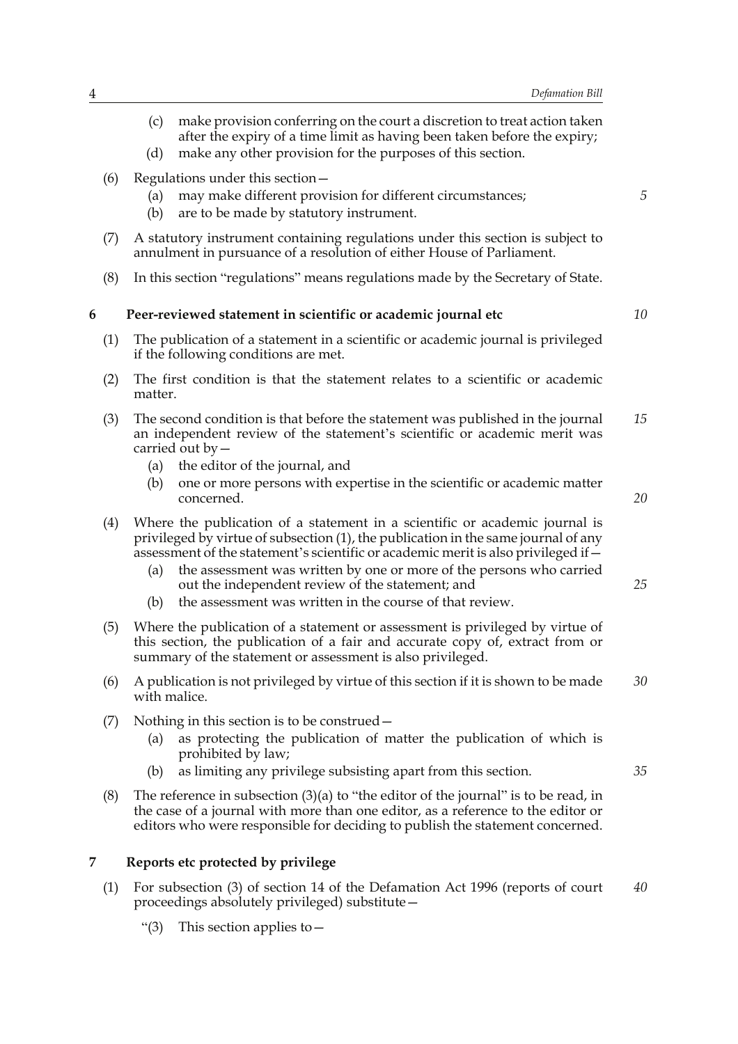(c) make provision conferring on the court a discretion to treat action taken after the expiry of a time limit as having been taken before the expiry;

(d) make any other provision for the purposes of this section.

(6) Regulations under this section—

(a) may make different provision for different circumstances;

(b) are to be made by statutory instrument.

(7) A statutory instrument containing regulations under this section is subject to annulment in pursuance of a resolution of either House of Parliament.

(8) In this section "regulations" means regulations made by the Secretary of State.

## 6 Peer-reviewed statement in scientific or academic journal etc

(1) The publication of a statement in a scientific or academic journal is privileged if the following conditions are met.

(2) The first condition is that the statement relates to a scientific or academic matter.

(3) The second condition is that before the statement was published in the journal an independent review of the statement's scientific or academic merit was carried out by—

(a) the editor of the journal, and

(b) one or more persons with expertise in the scientific or academic matter concerned.

(4) Where the publication of a statement in a scientific or academic journal is privileged by virtue of subsection (1), the publication in the same journal of any assessment of the statement's scientific or academic merit is also privileged if—

(a) the assessment was written by one or more of the persons who carried out the independent review of the statement; and

(b) the assessment was written in the course of that review.

(5) Where the publication of a statement or assessment is privileged by virtue of this section, the publication of a fair and accurate copy of, extract from or summary of the statement or assessment is also privileged.

(6) A publication is not privileged by virtue of this section if it is shown to be made with malice.

(7) Nothing in this section is to be construed—

(a) as protecting the publication of matter the publication of which is prohibited by law;

(b) as limiting any privilege subsisting apart from this section.

(8) The reference in subsection (3)(a) to "the editor of the journal" is to be read, in the case of a journal with more than one editor, as a reference to the editor or editors who were responsible for deciding to publish the statement concerned.

## 7 Reports etc protected by privilege

(1) For subsection (3) of section 14 of the Defamation Act 1996 (reports of court proceedings absolutely privileged) substitute—

"(3) This section applies to—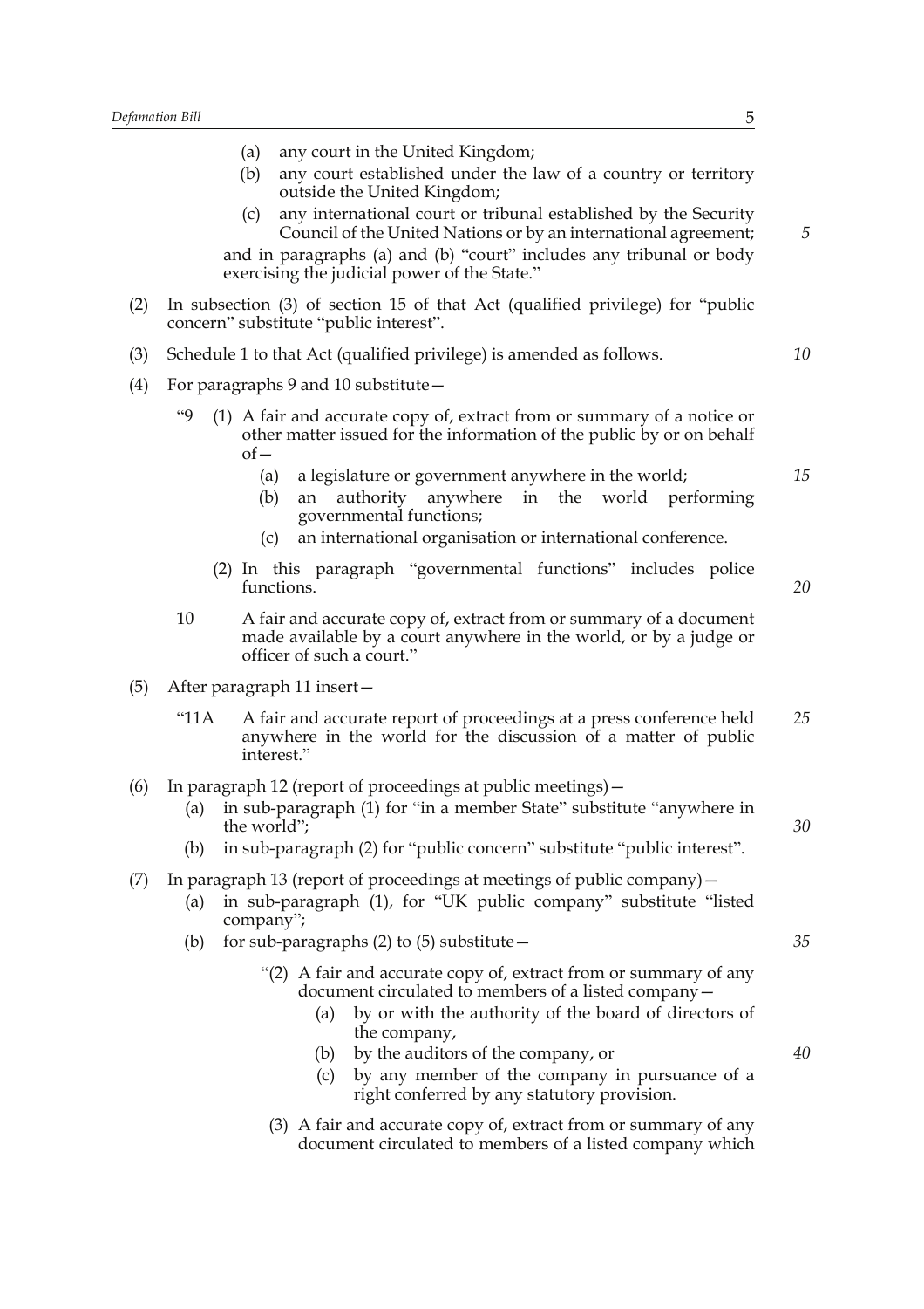(a) any court in the United Kingdom;

(b) any court established under the law of a country or territory outside the United Kingdom;

(c) any international court or tribunal established by the Security Council of the United Nations or by an international agreement;

and in paragraphs (a) and (b) "court" includes any tribunal or body exercising the judicial power of the State."

(2) In subsection (3) of section 15 of that Act (qualified privilege) for "public concern" substitute "public interest".

(3) Schedule 1 to that Act (qualified privilege) is amended as follows.

(4) For paragraphs 9 and 10 substitute—

"9 (1) A fair and accurate copy of, extract from or summary of a notice or other matter issued for the information of the public by or on behalf of—

(a) a legislature or government anywhere in the world;

(b) an authority anywhere in the world performing governmental functions;

(c) an international organisation or international conference.

(2) In this paragraph "governmental functions" includes police functions.

10 A fair and accurate copy of, extract from or summary of a document made available by a court anywhere in the world, or by a judge or officer of such a court."

(5) After paragraph 11 insert—

"11A A fair and accurate report of proceedings at a press conference held anywhere in the world for the discussion of a matter of public interest."

(6) In paragraph 12 (report of proceedings at public meetings)—

(a) in sub-paragraph (1) for "in a member State" substitute "anywhere in the world";

(b) in sub-paragraph (2) for "public concern" substitute "public interest".

(7) In paragraph 13 (report of proceedings at meetings of public company)—

(a) in sub-paragraph (1), for "UK public company" substitute "listed company";

(b) for sub-paragraphs (2) to (5) substitute—

"(2) A fair and accurate copy of, extract from or summary of any document circulated to members of a listed company—

(a) by or with the authority of the board of directors of the company,

(b) by the auditors of the company, or

(c) by any member of the company in pursuance of a right conferred by any statutory provision.

(3) A fair and accurate copy of, extract from or summary of any document circulated to members of a listed company which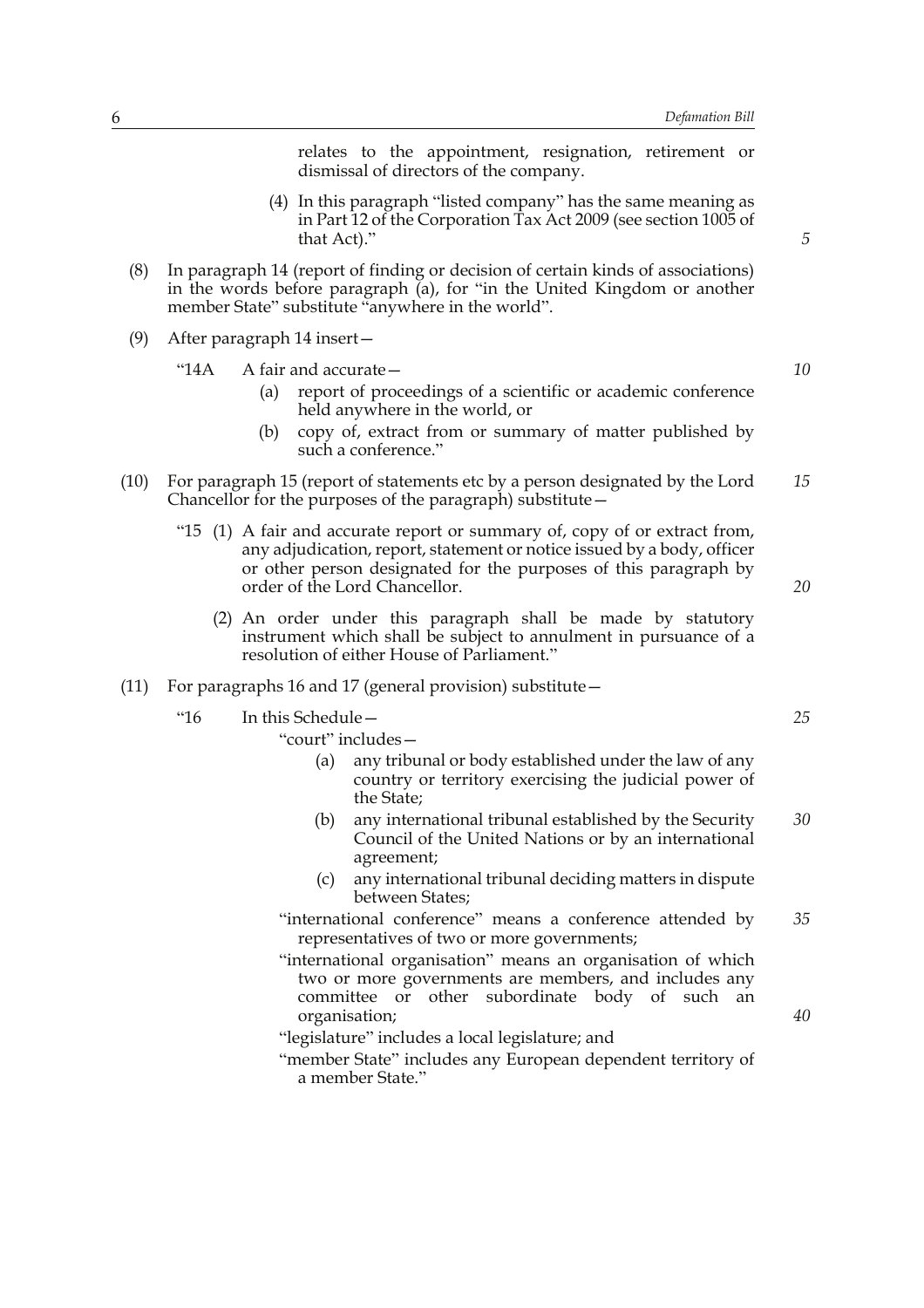relates to the appointment, resignation, retirement or dismissal of directors of the company.

(4) In this paragraph "listed company" has the same meaning as in Part 12 of the Corporation Tax Act 2009 (see section 1005 of that Act)."

(8) In paragraph 14 (report of finding or decision of certain kinds of associations) in the words before paragraph (a), for "in the United Kingdom or another member State" substitute "anywhere in the world".

(9) After paragraph 14 insert—

"14A A fair and accurate—

(a) report of proceedings of a scientific or academic conference held anywhere in the world, or

(b) copy of, extract from or summary of matter published by such a conference."

(10) For paragraph 15 (report of statements etc by a person designated by the Lord Chancellor for the purposes of the paragraph) substitute—

"15 (1) A fair and accurate report or summary of, copy of or extract from, any adjudication, report, statement or notice issued by a body, officer or other person designated for the purposes of this paragraph by order of the Lord Chancellor.

(2) An order under this paragraph shall be made by statutory instrument which shall be subject to annulment in pursuance of a resolution of either House of Parliament."

(11) For paragraphs 16 and 17 (general provision) substitute—

"16 In this Schedule—

"court" includes—

(a) any tribunal or body established under the law of any country or territory exercising the judicial power of the State;

(b) any international tribunal established by the Security Council of the United Nations or by an international agreement;

(c) any international tribunal deciding matters in dispute between States;

"international conference" means a conference attended by representatives of two or more governments;

"international organisation" means an organisation of which two or more governments are members, and includes any committee or other subordinate body of such an organisation;

"legislature" includes a local legislature; and

"member State" includes any European dependent territory of a member State."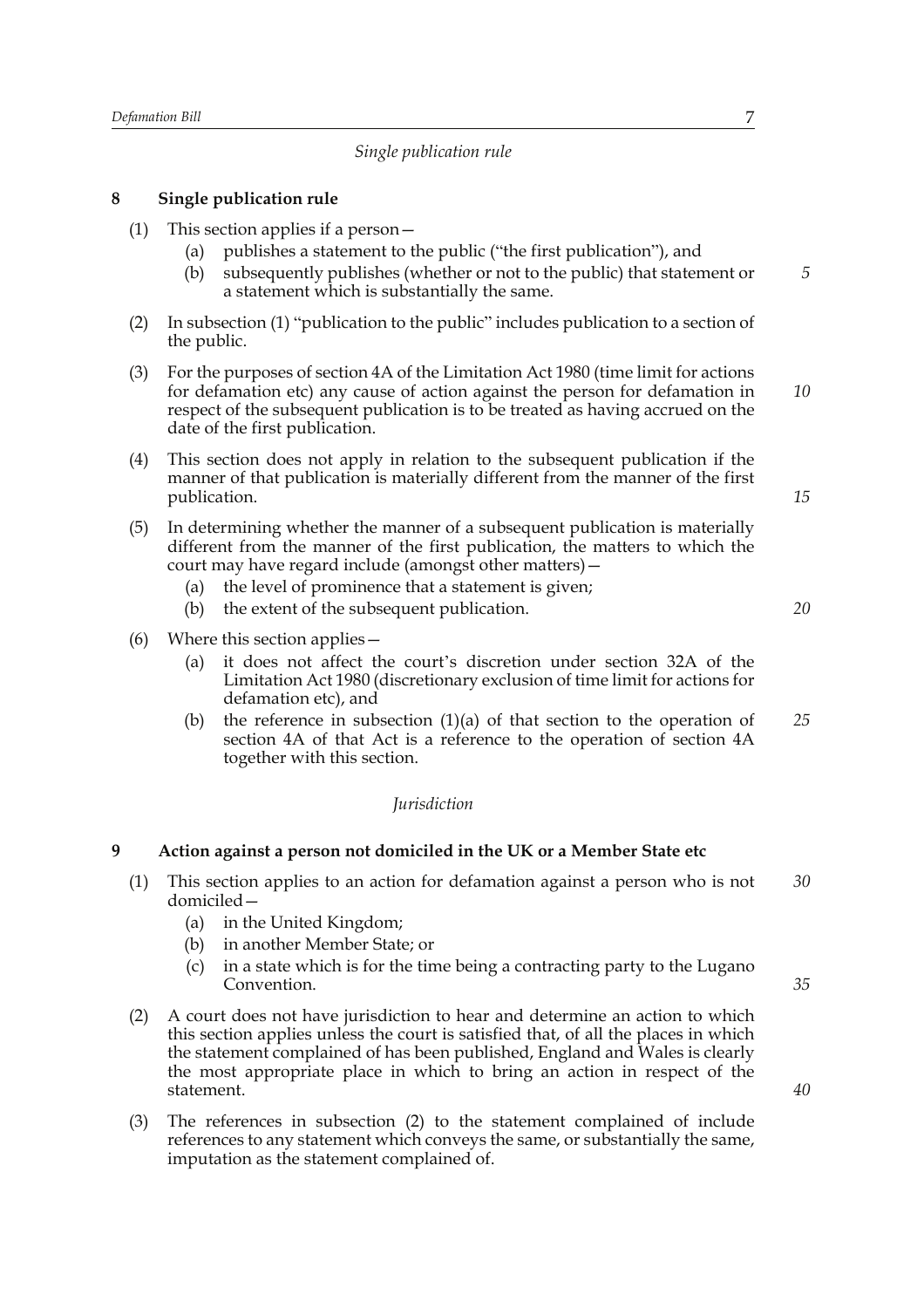*Single publication rule*

## 8 Single publication rule

(1) This section applies if a person—

(a) publishes a statement to the public ("the first publication"), and

(b) subsequently publishes (whether or not to the public) that statement or a statement which is substantially the same.

(2) In subsection (1) "publication to the public" includes publication to a section of the public.

(3) For the purposes of section 4A of the Limitation Act 1980 (time limit for actions for defamation etc) any cause of action against the person for defamation in respect of the subsequent publication is to be treated as having accrued on the date of the first publication.

(4) This section does not apply in relation to the subsequent publication if the manner of that publication is materially different from the manner of the first publication.

(5) In determining whether the manner of a subsequent publication is materially different from the manner of the first publication, the matters to which the court may have regard include (amongst other matters)—

(a) the level of prominence that a statement is given;

(b) the extent of the subsequent publication.

(6) Where this section applies—

(a) it does not affect the court's discretion under section 32A of the Limitation Act 1980 (discretionary exclusion of time limit for actions for defamation etc), and

(b) the reference in subsection (1)(a) of that section to the operation of section 4A of that Act is a reference to the operation of section 4A together with this section.

*Jurisdiction*

## 9 Action against a person not domiciled in the UK or a Member State etc

(1) This section applies to an action for defamation against a person who is not domiciled—

(a) in the United Kingdom;

(b) in another Member State; or

(c) in a state which is for the time being a contracting party to the Lugano Convention.

(2) A court does not have jurisdiction to hear and determine an action to which this section applies unless the court is satisfied that, of all the places in which the statement complained of has been published, England and Wales is clearly the most appropriate place in which to bring an action in respect of the statement.

(3) The references in subsection (2) to the statement complained of include references to any statement which conveys the same, or substantially the same, imputation as the statement complained of.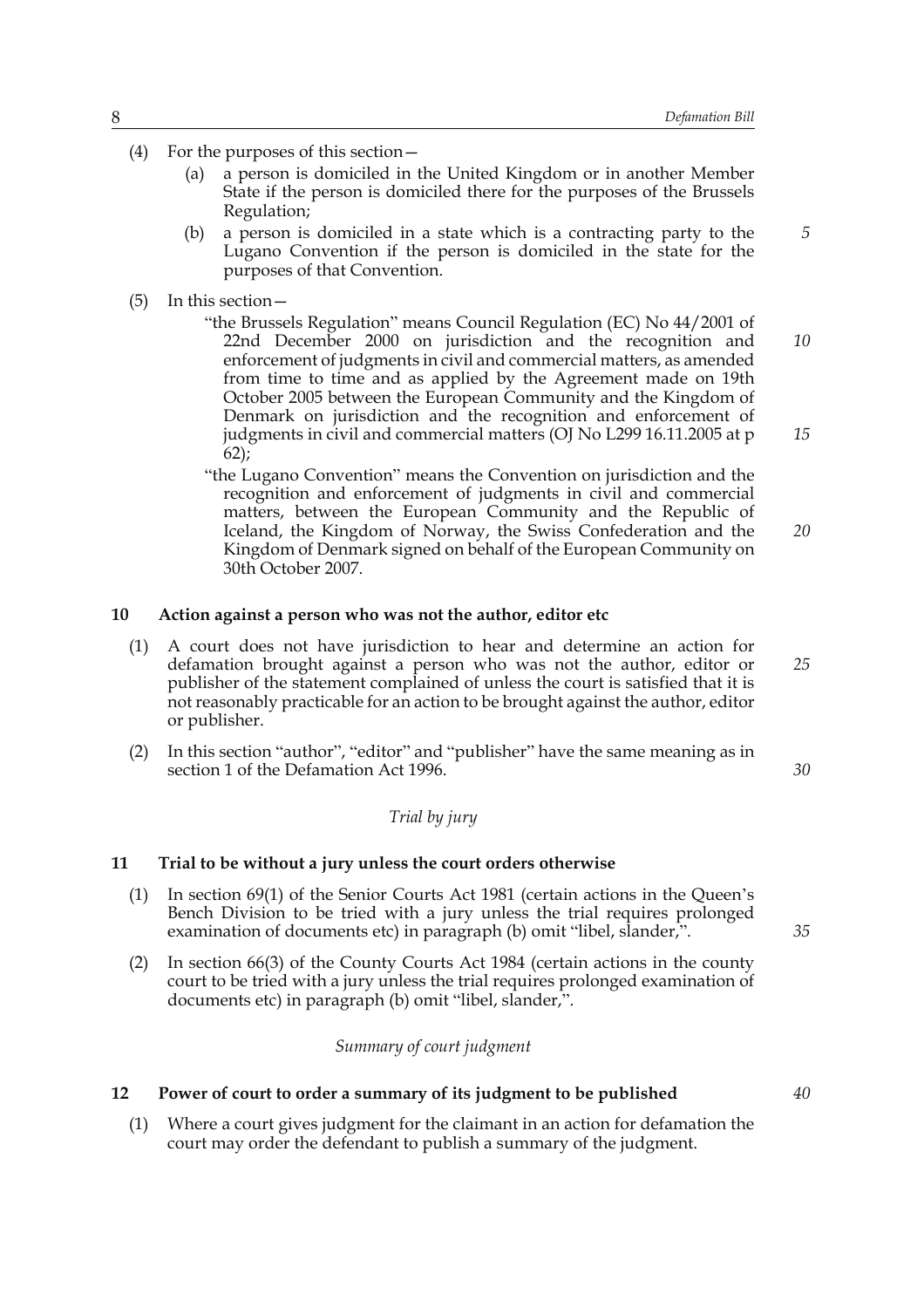(4) For the purposes of this section—

(a) a person is domiciled in the United Kingdom or in another Member State if the person is domiciled there for the purposes of the Brussels Regulation;

(b) a person is domiciled in a state which is a contracting party to the Lugano Convention if the person is domiciled in the state for the purposes of that Convention.

(5) In this section—

"the Brussels Regulation" means Council Regulation (EC) No 44/2001 of 22nd December 2000 on jurisdiction and the recognition and enforcement of judgments in civil and commercial matters, as amended from time to time and as applied by the Agreement made on 19th October 2005 between the European Community and the Kingdom of Denmark on jurisdiction and the recognition and enforcement of judgments in civil and commercial matters (OJ No L299 16.11.2005 at p 62);

"the Lugano Convention" means the Convention on jurisdiction and the recognition and enforcement of judgments in civil and commercial matters, between the European Community and the Republic of Iceland, the Kingdom of Norway, the Swiss Confederation and the Kingdom of Denmark signed on behalf of the European Community on 30th October 2007.

### 10 Action against a person who was not the author, editor etc

(1) A court does not have jurisdiction to hear and determine an action for defamation brought against a person who was not the author, editor or publisher of the statement complained of unless the court is satisfied that it is not reasonably practicable for an action to be brought against the author, editor or publisher.

(2) In this section "author", "editor" and "publisher" have the same meaning as in section 1 of the Defamation Act 1996.

*Trial by jury*

### 11 Trial to be without a jury unless the court orders otherwise

(1) In section 69(1) of the Senior Courts Act 1981 (certain actions in the Queen's Bench Division to be tried with a jury unless the trial requires prolonged examination of documents etc) in paragraph (b) omit "libel, slander,".

(2) In section 66(3) of the County Courts Act 1984 (certain actions in the county court to be tried with a jury unless the trial requires prolonged examination of documents etc) in paragraph (b) omit "libel, slander,".

*Summary of court judgment*

### 12 Power of court to order a summary of its judgment to be published

(1) Where a court gives judgment for the claimant in an action for defamation the court may order the defendant to publish a summary of the judgment.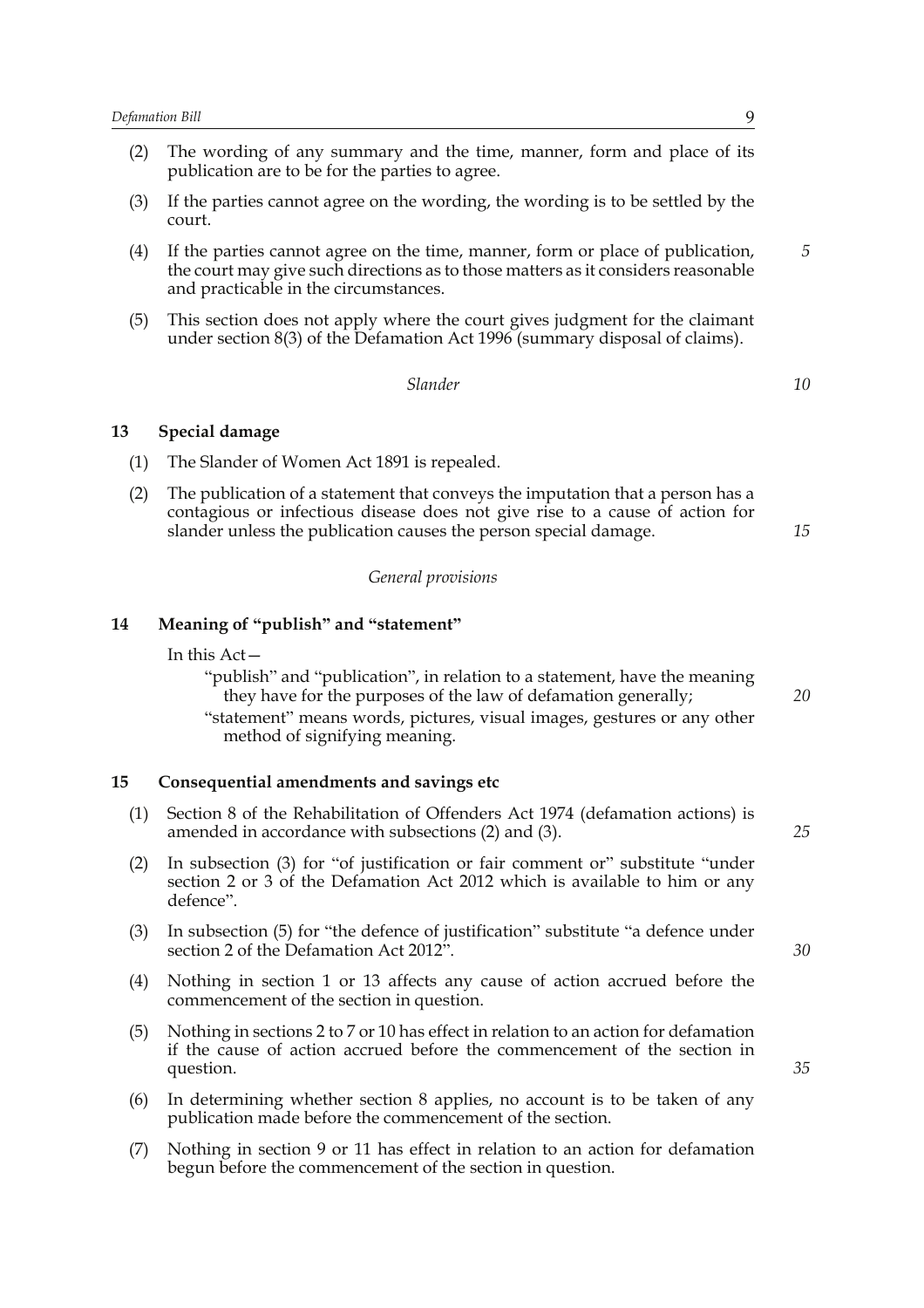(2) The wording of any summary and the time, manner, form and place of its publication are to be for the parties to agree.

(3) If the parties cannot agree on the wording, the wording is to be settled by the court.

(4) If the parties cannot agree on the time, manner, form or place of publication, the court may give such directions as to those matters as it considers reasonable and practicable in the circumstances.

(5) This section does not apply where the court gives judgment for the claimant under section 8(3) of the Defamation Act 1996 (summary disposal of claims).

*Slander*

## 13 Special damage

(1) The Slander of Women Act 1891 is repealed.

(2) The publication of a statement that conveys the imputation that a person has a contagious or infectious disease does not give rise to a cause of action for slander unless the publication causes the person special damage.

*General provisions*

## 14 Meaning of "publish" and "statement"

In this Act—

"publish" and "publication", in relation to a statement, have the meaning they have for the purposes of the law of defamation generally;

"statement" means words, pictures, visual images, gestures or any other method of signifying meaning.

## 15 Consequential amendments and savings etc

(1) Section 8 of the Rehabilitation of Offenders Act 1974 (defamation actions) is amended in accordance with subsections (2) and (3).

(2) In subsection (3) for "of justification or fair comment or" substitute "under section 2 or 3 of the Defamation Act 2012 which is available to him or any defence".

(3) In subsection (5) for "the defence of justification" substitute "a defence under section 2 of the Defamation Act 2012".

(4) Nothing in section 1 or 13 affects any cause of action accrued before the commencement of the section in question.

(5) Nothing in sections 2 to 7 or 10 has effect in relation to an action for defamation if the cause of action accrued before the commencement of the section in question.

(6) In determining whether section 8 applies, no account is to be taken of any publication made before the commencement of the section.

(7) Nothing in section 9 or 11 has effect in relation to an action for defamation begun before the commencement of the section in question.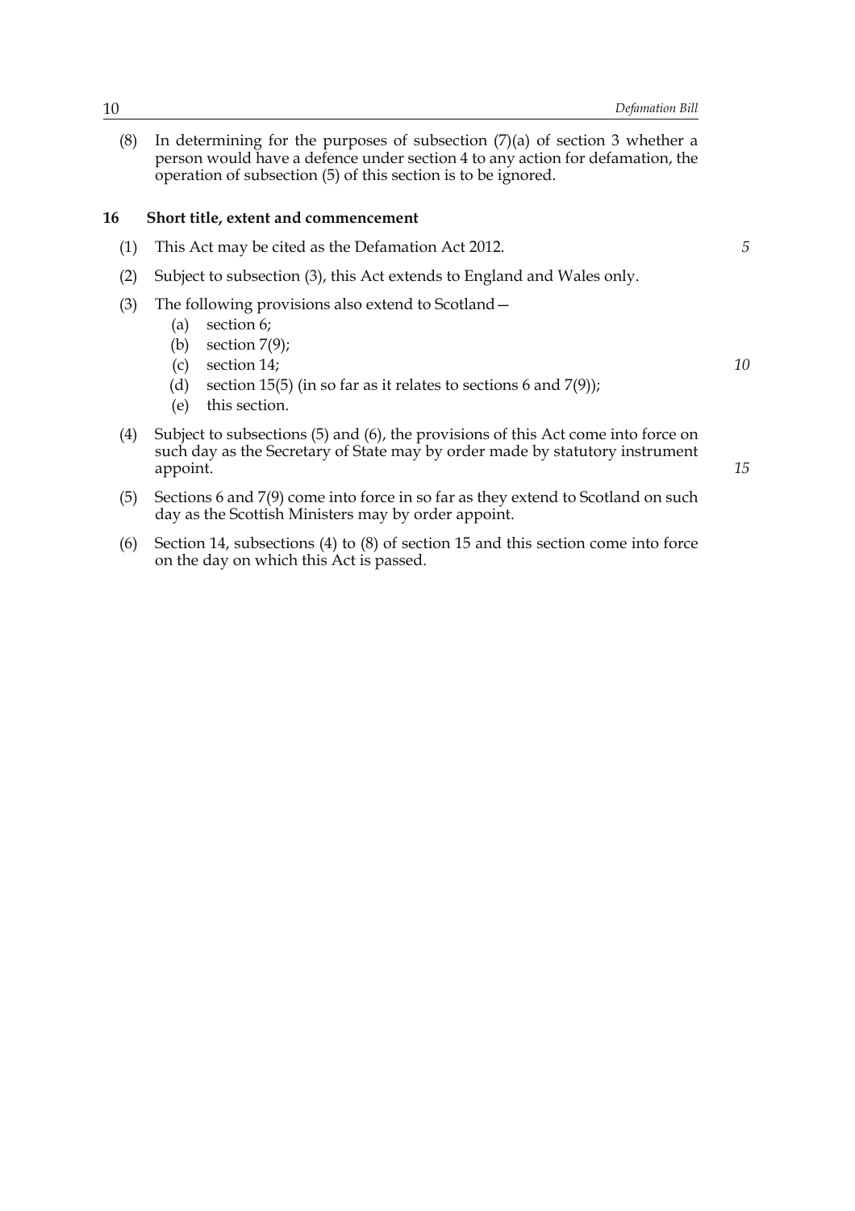(8) In determining for the purposes of subsection (7)(a) of section 3 whether a person would have a defence under section 4 to any action for defamation, the operation of subsection (5) of this section is to be ignored.

### 16 Short title, extent and commencement

(1) This Act may be cited as the Defamation Act 2012.

(2) Subject to subsection (3), this Act extends to England and Wales only.

(3) The following provisions also extend to Scotland—

- (a) section 6;
- (b) section 7(9);
- (c) section 14;
- (d) section 15(5) (in so far as it relates to sections 6 and 7(9));
- (e) this section.

(4) Subject to subsections (5) and (6), the provisions of this Act come into force on such day as the Secretary of State may by order made by statutory instrument appoint.

(5) Sections 6 and 7(9) come into force in so far as they extend to Scotland on such day as the Scottish Ministers may by order appoint.

(6) Section 14, subsections (4) to (8) of section 15 and this section come into force on the day on which this Act is passed.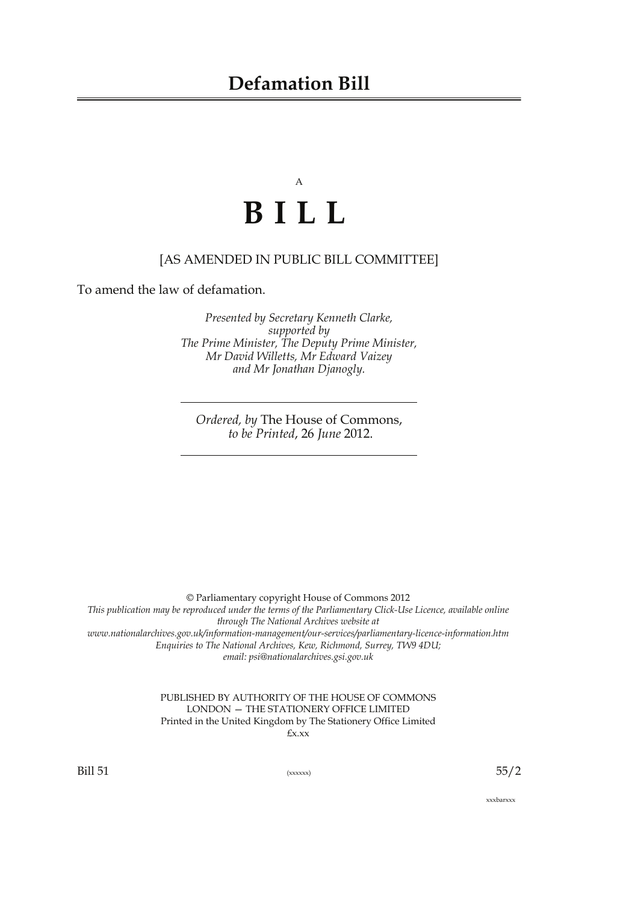# Defamation Bill

A

# B I L L

[AS AMENDED IN PUBLIC BILL COMMITTEE]

To amend the law of defamation.

*Presented by Secretary Kenneth Clarke, supported by The Prime Minister, The Deputy Prime Minister, Mr David Willetts, Mr Edward Vaizey and Mr Jonathan Djanogly.*

---

*Ordered, by* The House of Commons, *to be Printed*, 26 *June* 2012.

---

© Parliamentary copyright House of Commons 2012
*This publication may be reproduced under the terms of the Parliamentary Click-Use Licence, available online through The National Archives website at www.nationalarchives.gov.uk/information-management/our-services/parliamentary-licence-information.htm*
*Enquiries to The National Archives, Kew, Richmond, Surrey, TW9 4DU; email: psi@nationalarchives.gsi.gov.uk*

PUBLISHED BY AUTHORITY OF THE HOUSE OF COMMONS
LONDON — THE STATIONERY OFFICE LIMITED
Printed in the United Kingdom by The Stationery Office Limited
£x.xx

Bill 51 (xxxxxx) 55/2

xxxbarxxx